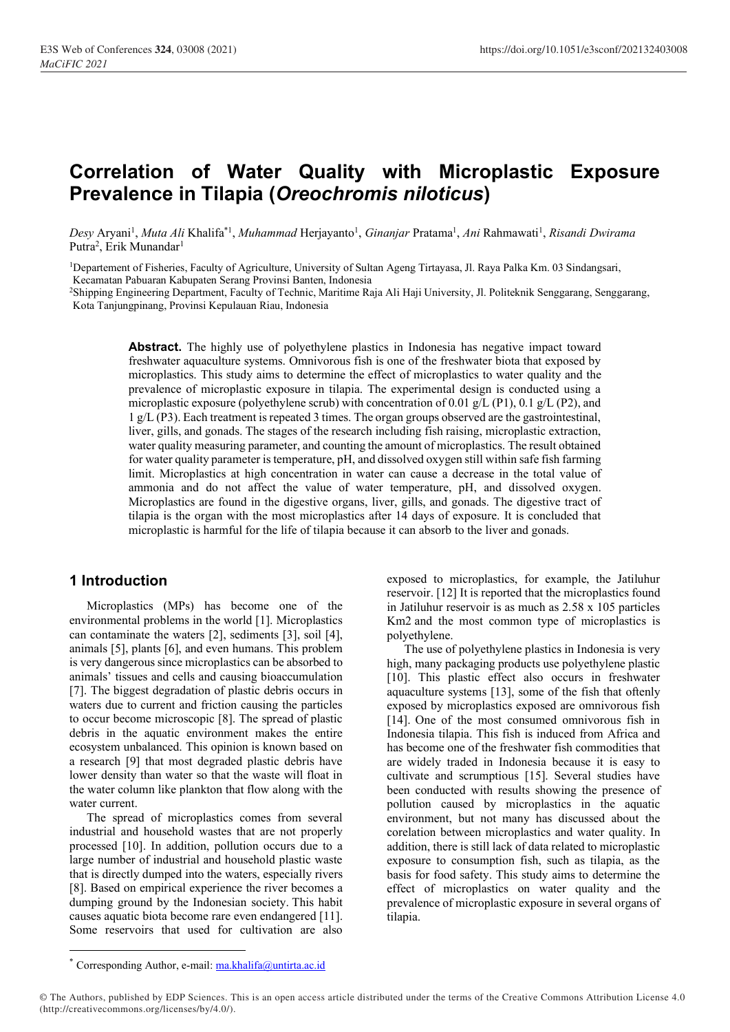# Correlation of Water Quality with Microplastic Exposure Prevalence in Tilapia (*Oreochromis niloticus*)

*Desy* Aryani[1], *Muta Ali* Khalifa[*1], *Muhammad* Herjayanto[1], *Ginanjar* Pratama[1], *Ani* Rahmawati[1], *Risandi Dwirama* Putra[2], Erik Munandar[1]

[1]Departement of Fisheries, Faculty of Agriculture, University of Sultan Ageng Tirtayasa, Jl. Raya Palka Km. 03 Sindangsari, Kecamatan Pabuaran Kabupaten Serang Provinsi Banten, Indonesia

[2]Shipping Engineering Department, Faculty of Technic, Maritime Raja Ali Haji University, Jl. Politeknik Senggarang, Senggarang, Kota Tanjungpinang, Provinsi Kepulauan Riau, Indonesia

**Abstract.** The highly use of polyethylene plastics in Indonesia has negative impact toward freshwater aquaculture systems. Omnivorous fish is one of the freshwater biota that exposed by microplastics. This study aims to determine the effect of microplastics to water quality and the prevalence of microplastic exposure in tilapia. The experimental design is conducted using a microplastic exposure (polyethylene scrub) with concentration of 0.01 g/L (P1), 0.1 g/L (P2), and 1 g/L (P3). Each treatment is repeated 3 times. The organ groups observed are the gastrointestinal, liver, gills, and gonads. The stages of the research including fish raising, microplastic extraction, water quality measuring parameter, and counting the amount of microplastics. The result obtained for water quality parameter is temperature, pH, and dissolved oxygen still within safe fish farming limit. Microplastics at high concentration in water can cause a decrease in the total value of ammonia and do not affect the value of water temperature, pH, and dissolved oxygen. Microplastics are found in the digestive organs, liver, gills, and gonads. The digestive tract of tilapia is the organ with the most microplastics after 14 days of exposure. It is concluded that microplastic is harmful for the life of tilapia because it can absorb to the liver and gonads.

## 1 Introduction

Microplastics (MPs) has become one of the environmental problems in the world [1]. Microplastics can contaminate the waters [2], sediments [3], soil [4], animals [5], plants [6], and even humans. This problem is very dangerous since microplastics can be absorbed to animals' tissues and cells and causing bioaccumulation [7]. The biggest degradation of plastic debris occurs in waters due to current and friction causing the particles to occur become microscopic [8]. The spread of plastic debris in the aquatic environment makes the entire ecosystem unbalanced. This opinion is known based on a research [9] that most degraded plastic debris have lower density than water so that the waste will float in the water column like plankton that flow along with the water current.

The spread of microplastics comes from several industrial and household wastes that are not properly processed [10]. In addition, pollution occurs due to a large number of industrial and household plastic waste that is directly dumped into the waters, especially rivers [8]. Based on empirical experience the river becomes a dumping ground by the Indonesian society. This habit causes aquatic biota become rare even endangered [11]. Some reservoirs that used for cultivation are also exposed to microplastics, for example, the Jatiluhur reservoir. [12] It is reported that the microplastics found in Jatiluhur reservoir is as much as 2.58 x 105 particles Km2 and the most common type of microplastics is polyethylene.

The use of polyethylene plastics in Indonesia is very high, many packaging products use polyethylene plastic [10]. This plastic effect also occurs in freshwater aquaculture systems [13], some of the fish that oftenly exposed by microplastics exposed are omnivorous fish [14]. One of the most consumed omnivorous fish in Indonesia tilapia. This fish is induced from Africa and has become one of the freshwater fish commodities that are widely traded in Indonesia because it is easy to cultivate and scrumptious [15]. Several studies have been conducted with results showing the presence of pollution caused by microplastics in the aquatic environment, but not many has discussed about the corelation between microplastics and water quality. In addition, there is still lack of data related to microplastic exposure to consumption fish, such as tilapia, as the basis for food safety. This study aims to determine the effect of microplastics on water quality and the prevalence of microplastic exposure in several organs of tilapia.

---

* Corresponding Author, e-mail: ma.khalifa@untirta.ac.id

© The Authors, published by EDP Sciences. This is an open access article distributed under the terms of the Creative Commons Attribution License 4.0 (http://creativecommons.org/licenses/by/4.0/).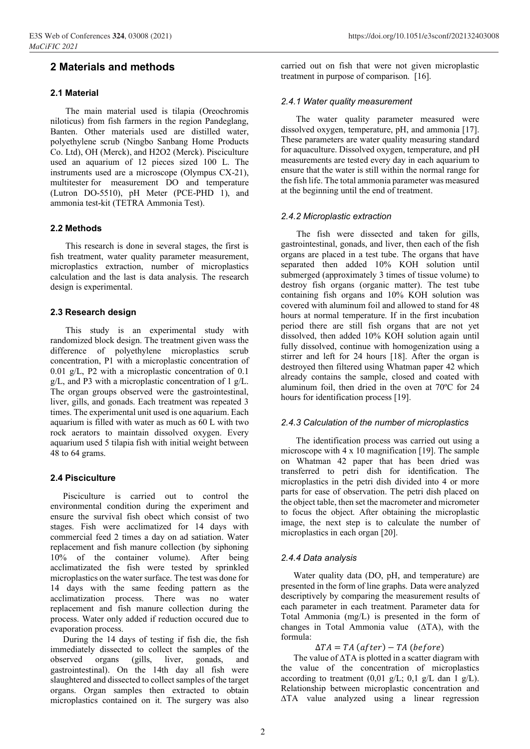# 2 Materials and methods

## 2.1 Material

The main material used is tilapia (Oreochromis niloticus) from fish farmers in the region Pandeglang, Banten. Other materials used are distilled water, polyethylene scrub (Ningbo Sanbang Home Products Co. Ltd), OH (Merck), and $H_2O_2$ (Merck). Pisciculture used an aquarium of 12 pieces sized 100 L. The instruments used are a microscope (Olympus CX-21), multitester for measurement DO and temperature (Lutron DO-5510), pH Meter (PCE-PHD 1), and ammonia test-kit (TETRA Ammonia Test).

## 2.2 Methods

This research is done in several stages, the first is fish treatment, water quality parameter measurement, microplastics extraction, number of microplastics calculation and the last is data analysis. The research design is experimental.

## 2.3 Research design

This study is an experimental study with randomized block design. The treatment given wass the difference of polyethylene microplastics scrub concentration, P1 with a microplastic concentration of 0.01 g/L, P2 with a microplastic concentration of 0.1 g/L, and P3 with a microplastic concentration of 1 g/L. The organ groups observed were the gastrointestinal, liver, gills, and gonads. Each treatment was repeated 3 times. The experimental unit used is one aquarium. Each aquarium is filled with water as much as 60 L with two rock aerators to maintain dissolved oxygen. Every aquarium used 5 tilapia fish with initial weight between 48 to 64 grams.

## 2.4 Pisciculture

Pisciculture is carried out to control the environmental condition during the experiment and ensure the survival fish obect which consist of two stages. Fish were acclimatized for 14 days with commercial feed 2 times a day on ad satiation. Water replacement and fish manure collection (by siphoning 10% of the container volume). After being acclimatizated the fish were tested by sprinkled microplastics on the water surface. The test was done for 14 days with the same feeding pattern as the acclimatization process. There was no water replacement and fish manure collection during the process. Water only added if reduction occured due to evaporation process.

During the 14 days of testing if fish die, the fish immediately dissected to collect the samples of the observed organs (gills, liver, gonads, and gastrointestinal). On the 14th day all fish were slaughtered and dissected to collect samples of the target organs. Organ samples then extracted to obtain microplastics contained on it. The surgery was also carried out on fish that were not given microplastic treatment in purpose of comparison. [16].

### 2.4.1 Water quality measurement

The water quality parameter measured were dissolved oxygen, temperature, pH, and ammonia [17]. These parameters are water quality measuring standard for aquaculture. Dissolved oxygen, temperature, and pH measurements are tested every day in each aquarium to ensure that the water is still within the normal range for the fish life. The total ammonia parameter was measured at the beginning until the end of treatment.

### 2.4.2 Microplastic extraction

The fish were dissected and taken for gills, gastrointestinal, gonads, and liver, then each of the fish organs are placed in a test tube. The organs that have separated then added 10% KOH solution until submerged (approximately 3 times of tissue volume) to destroy fish organs (organic matter). The test tube containing fish organs and 10% KOH solution was covered with aluminum foil and allowed to stand for 48 hours at normal temperature. If in the first incubation period there are still fish organs that are not yet dissolved, then added 10% KOH solution again until fully dissolved, continue with homogenization using a stirrer and left for 24 hours [18]. After the organ is destroyed then filtered using Whatman paper 42 which already contains the sample, closed and coated with aluminum foil, then dried in the oven at 70ºC for 24 hours for identification process [19].

### 2.4.3 Calculation of the number of microplastics

The identification process was carried out using a microscope with 4 x 10 magnification [19]. The sample on Whatman 42 paper that has been dried was transferred to petri dish for identification. The microplastics in the petri dish divided into 4 or more parts for ease of observation. The petri dish placed on the object table, then set the macrometer and micrometer to focus the object. After obtaining the microplastic image, the next step is to calculate the number of microplastics in each organ [20].

### 2.4.4 Data analysis

Water quality data (DO, pH, and temperature) are presented in the form of line graphs. Data were analyzed descriptively by comparing the measurement results of each parameter in each treatment. Parameter data for Total Ammonia (mg/L) is presented in the form of changes in Total Ammonia value (ΔTA), with the formula:

$$\Delta TA = TA\,(after) - TA\,(before)$$

The value of ΔTA is plotted in a scatter diagram with the value of the concentration of microplastics according to treatment (0,01 g/L; 0,1 g/L dan 1 g/L). Relationship between microplastic concentration and ΔTA value analyzed using a linear regression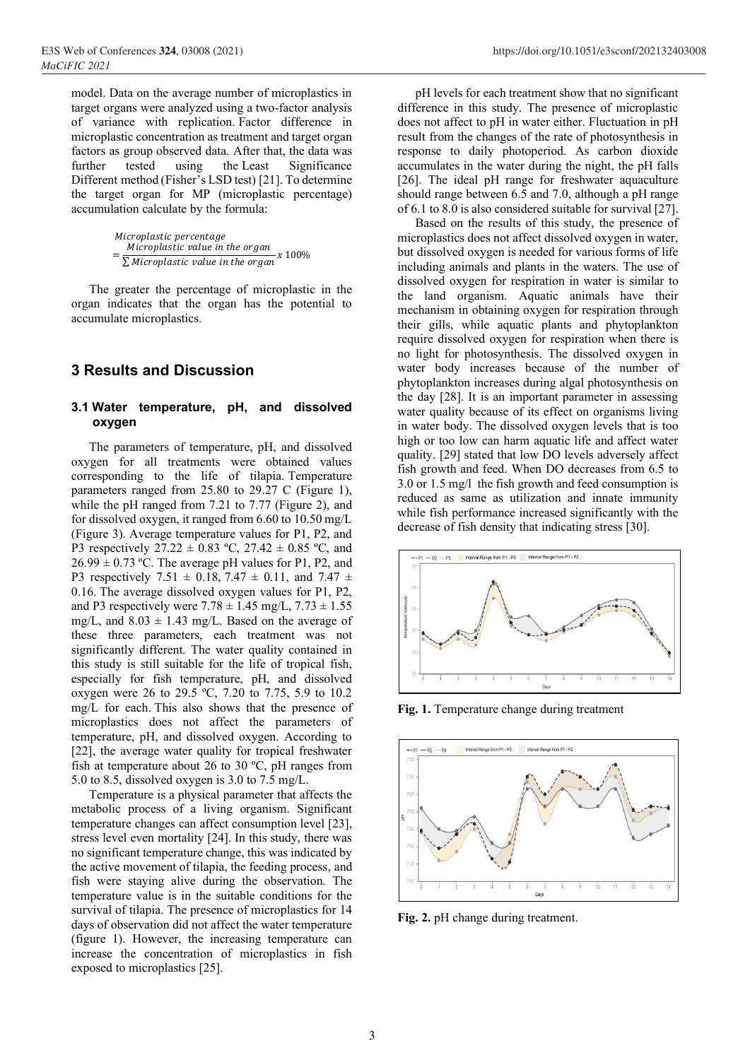model. Data on the average number of microplastics in target organs were analyzed using a two-factor analysis of variance with replication. Factor difference in microplastic concentration as treatment and target organ factors as group observed data. After that, the data was further tested using the Least Significance Different method (Fisher's LSD test) [21]. To determine the target organ for MP (microplastic percentage) accumulation calculate by the formula:

$$Microplastic\ percentage = \frac{Microplastic\ value\ in\ the\ organ}{\sum Microplastic\ value\ in\ the\ organ} x\ 100\%$$

The greater the percentage of microplastic in the organ indicates that the organ has the potential to accumulate microplastics.

## 3 Results and Discussion

### 3.1 Water temperature, pH, and dissolved oxygen

The parameters of temperature, pH, and dissolved oxygen for all treatments were obtained values corresponding to the life of tilapia. Temperature parameters ranged from 25.80 to 29.27 C (Figure 1), while the pH ranged from 7.21 to 7.77 (Figure 2), and for dissolved oxygen, it ranged from 6.60 to 10.50 mg/L (Figure 3). Average temperature values for P1, P2, and P3 respectively 27.22 ± 0.83 ºC, 27.42 ± 0.85 ºC, and 26.99 ± 0.73 ºC. The average pH values for P1, P2, and P3 respectively 7.51 ± 0.18, 7.47 ± 0.11, and 7.47 ± 0.16. The average dissolved oxygen values for P1, P2, and P3 respectively were 7.78 ± 1.45 mg/L, 7.73 ± 1.55 mg/L, and 8.03 ± 1.43 mg/L. Based on the average of these three parameters, each treatment was not significantly different. The water quality contained in this study is still suitable for the life of tropical fish, especially for fish temperature, pH, and dissolved oxygen were 26 to 29.5 ºC, 7.20 to 7.75, 5.9 to 10.2 mg/L for each. This also shows that the presence of microplastics does not affect the parameters of temperature, pH, and dissolved oxygen. According to [22], the average water quality for tropical freshwater fish at temperature about 26 to 30 ºC, pH ranges from 5.0 to 8.5, dissolved oxygen is 3.0 to 7.5 mg/L.

Temperature is a physical parameter that affects the metabolic process of a living organism. Significant temperature changes can affect consumption level [23], stress level even mortality [24]. In this study, there was no significant temperature change, this was indicated by the active movement of tilapia, the feeding process, and fish were staying alive during the observation. The temperature value is in the suitable conditions for the survival of tilapia. The presence of microplastics for 14 days of observation did not affect the water temperature (figure 1). However, the increasing temperature can increase the concentration of microplastics in fish exposed to microplastics [25].

pH levels for each treatment show that no significant difference in this study. The presence of microplastic does not affect to pH in water either. Fluctuation in pH result from the changes of the rate of photosynthesis in response to daily photoperiod. As carbon dioxide accumulates in the water during the night, the pH falls [26]. The ideal pH range for freshwater aquaculture should range between 6.5 and 7.0, although a pH range of 6.1 to 8.0 is also considered suitable for survival [27].

Based on the results of this study, the presence of microplastics does not affect dissolved oxygen in water, but dissolved oxygen is needed for various forms of life including animals and plants in the waters. The use of dissolved oxygen for respiration in water is similar to the land organism. Aquatic animals have their mechanism in obtaining oxygen for respiration through their gills, while aquatic plants and phytoplankton require dissolved oxygen for respiration when there is no light for photosynthesis. The dissolved oxygen in water body increases because of the number of phytoplankton increases during algal photosynthesis on the day [28]. It is an important parameter in assessing water quality because of its effect on organisms living in water body. The dissolved oxygen levels that is too high or too low can harm aquatic life and affect water quality. [29] stated that low DO levels adversely affect fish growth and feed. When DO decreases from 6.5 to 3.0 or 1.5 mg/l the fish growth and feed consumption is reduced as same as utilization and innate immunity while fish performance increased significantly with the decrease of fish density that indicating stress [30].

**Fig. 1.** Temperature change during treatment

**Fig. 2.** pH change during treatment.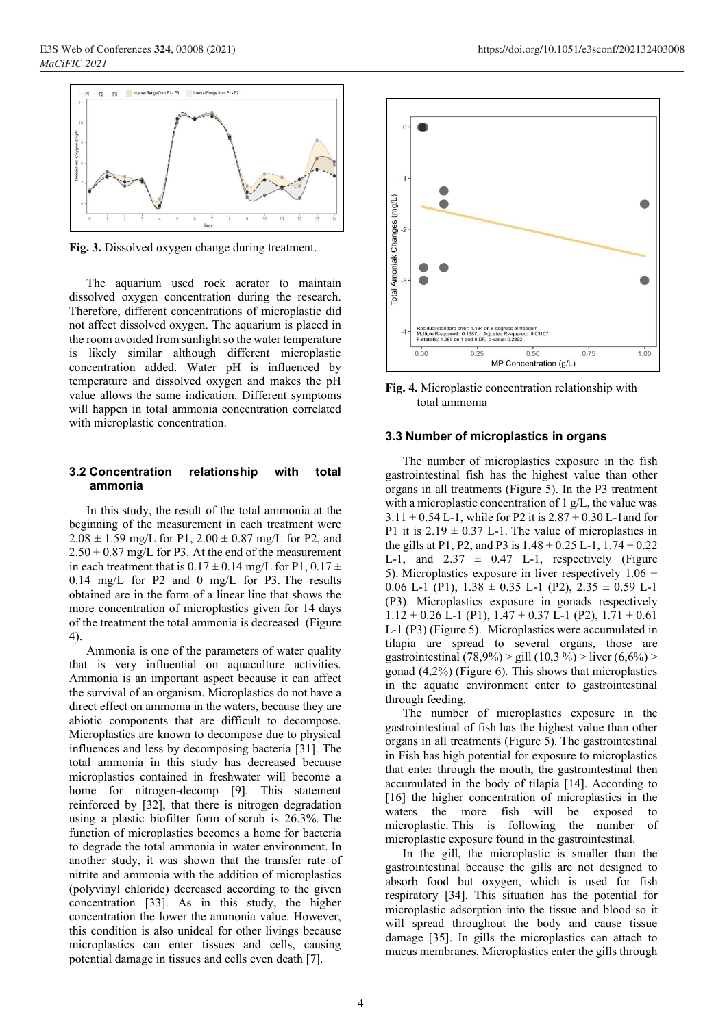Fig. 3. Dissolved oxygen change during treatment.

The aquarium used rock aerator to maintain dissolved oxygen concentration during the research. Therefore, different concentrations of microplastic did not affect dissolved oxygen. The aquarium is placed in the room avoided from sunlight so the water temperature is likely similar although different microplastic concentration added. Water pH is influenced by temperature and dissolved oxygen and makes the pH value allows the same indication. Different symptoms will happen in total ammonia concentration correlated with microplastic concentration.

### 3.2 Concentration relationship with total ammonia

In this study, the result of the total ammonia at the beginning of the measurement in each treatment were $2.08 \pm 1.59$ mg/L for P1, $2.00 \pm 0.87$ mg/L for P2, and $2.50 \pm 0.87$ mg/L for P3. At the end of the measurement in each treatment that is $0.17 \pm 0.14$ mg/L for P1, $0.17 \pm 0.14$ mg/L for P2 and 0 mg/L for P3. The results obtained are in the form of a linear line that shows the more concentration of microplastics given for 14 days of the treatment the total ammonia is decreased (Figure 4).

Ammonia is one of the parameters of water quality that is very influential on aquaculture activities. Ammonia is an important aspect because it can affect the survival of an organism. Microplastics do not have a direct effect on ammonia in the waters, because they are abiotic components that are difficult to decompose. Microplastics are known to decompose due to physical influences and less by decomposing bacteria [31]. The total ammonia in this study has decreased because microplastics contained in freshwater will become a home for nitrogen-decomp [9]. This statement reinforced by [32], that there is nitrogen degradation using a plastic biofilter form of scrub is 26.3%. The function of microplastics becomes a home for bacteria to degrade the total ammonia in water environment. In another study, it was shown that the transfer rate of nitrite and ammonia with the addition of microplastics (polyvinyl chloride) decreased according to the given concentration [33]. As in this study, the higher concentration the lower the ammonia value. However, this condition is also unideal for other livings because microplastics can enter tissues and cells, causing potential damage in tissues and cells even death [7].

Fig. 4. Microplastic concentration relationship with total ammonia

### 3.3 Number of microplastics in organs

The number of microplastics exposure in the fish gastrointestinal fish has the highest value than other organs in all treatments (Figure 5). In the P3 treatment with a microplastic concentration of 1 g/L, the value was $3.11 \pm 0.54$ $L^{-1}$, while for P2 it is $2.87 \pm 0.30$ $L^{-1}$ and for P1 it is $2.19 \pm 0.37$ $L^{-1}$. The value of microplastics in the gills at P1, P2, and P3 is $1.48 \pm 0.25$ $L^{-1}$, $1.74 \pm 0.22$ $L^{-1}$, and $2.37 \pm 0.47$ $L^{-1}$, respectively (Figure 5). Microplastics exposure in liver respectively $1.06 \pm 0.06$ $L^{-1}$ (P1), $1.38 \pm 0.35$ $L^{-1}$ (P2), $2.35 \pm 0.59$ $L^{-1}$ (P3). Microplastics exposure in gonads respectively $1.12 \pm 0.26$ $L^{-1}$ (P1), $1.47 \pm 0.37$ $L^{-1}$ (P2), $1.71 \pm 0.61$ $L^{-1}$ (P3) (Figure 5). Microplastics were accumulated in tilapia are spread to several organs, those are gastrointestinal (78,9%) > gill (10,3 %) > liver (6,6%) > gonad (4,2%) (Figure 6). This shows that microplastics in the aquatic environment enter to gastrointestinal through feeding.

The number of microplastics exposure in the gastrointestinal of fish has the highest value than other organs in all treatments (Figure 5). The gastrointestinal in Fish has high potential for exposure to microplastics that enter through the mouth, the gastrointestinal then accumulated in the body of tilapia [14]. According to [16] the higher concentration of microplastics in the waters the more fish will be exposed to microplastic. This is following the number of microplastic exposure found in the gastrointestinal.

In the gill, the microplastic is smaller than the gastrointestinal because the gills are not designed to absorb food but oxygen, which is used for fish respiratory [34]. This situation has the potential for microplastic adsorption into the tissue and blood so it will spread throughout the body and cause tissue damage [35]. In gills the microplastics can attach to mucus membranes. Microplastics enter the gills through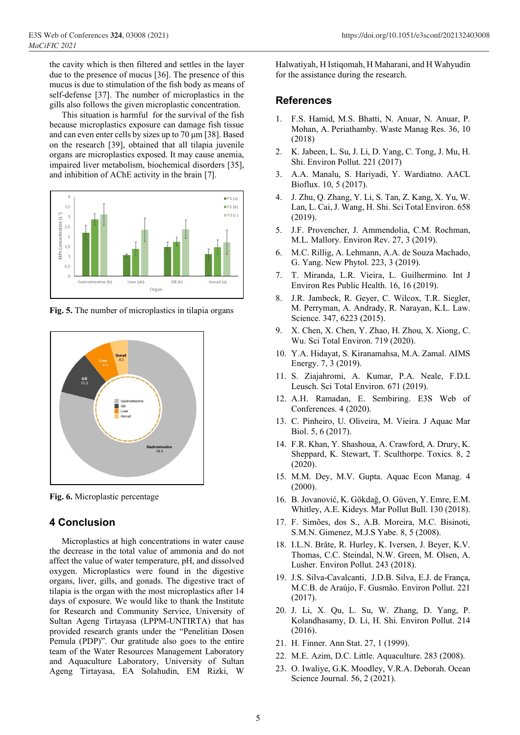the cavity which is then filtered and settles in the layer due to the presence of mucus [36]. The presence of this mucus is due to stimulation of the fish body as means of self-defense [37]. The number of microplastics in the gills also follows the given microplastic concentration.

This situation is harmful for the survival of the fish because microplastics exposure can damage fish tissue and can even enter cells by sizes up to 70 µm [38]. Based on the research [39], obtained that all tilapia juvenile organs are microplastics exposed. It may cause anemia, impaired liver metabolism, biochemical disorders [35], and inhibition of AChE activity in the brain [7].

**Fig. 5.** The number of microplastics in tilapia organs

**Fig. 6.** Microplastic percentage

## 4 Conclusion

Microplastics at high concentrations in water cause the decrease in the total value of ammonia and do not affect the value of water temperature, pH, and dissolved oxygen. Microplastics were found in the digestive organs, liver, gills, and gonads. The digestive tract of tilapia is the organ with the most microplastics after 14 days of exposure. We would like to thank the Institute for Research and Community Service, University of Sultan Ageng Tirtayasa (LPPM-UNTIRTA) that has provided research grants under the "Penelitian Dosen Pemula (PDP)". Our gratitude also goes to the entire team of the Water Resources Management Laboratory and Aquaculture Laboratory, University of Sultan Ageng Tirtayasa, EA Solahudin, EM Rizki, W Halwatiyah, H Istiqomah, H Maharani, and H Wahyudin for the assistance during the research.

## References

1. F.S. Hamid, M.S. Bhatti, N. Anuar, N. Anuar, P. Mohan, A. Periathamby. Waste Manag Res. 36, 10 (2018)
2. K. Jabeen, L. Su, J. Li, D. Yang, C. Tong, J. Mu, H. Shi. Environ Pollut. 221 (2017)
3. A.A. Manalu, S. Hariyadi, Y. Wardiatno. AACL Bioflux. 10, 5 (2017).
4. J. Zhu, Q. Zhang, Y. Li, S. Tan, Z. Kang, X. Yu, W. Lan, L. Cai, J. Wang, H. Shi. Sci Total Environ. 658 (2019).
5. J.F. Provencher, J. Ammendolia, C.M. Rochman, M.L. Mallory. Environ Rev. 27, 3 (2019).
6. M.C. Rillig, A. Lehmann, A.A. de Souza Machado, G. Yang. New Phytol. 223, 3 (2019).
7. T. Miranda, L.R. Vieira, L. Guilhermino. Int J Environ Res Public Health. 16, 16 (2019).
8. J.R. Jambeck, R. Geyer, C. Wilcox, T.R. Siegler, M. Perryman, A. Andrady, R. Narayan, K.L. Law. Science. 347, 6223 (2015).
9. X. Chen, X. Chen, Y. Zhao, H. Zhou, X. Xiong, C. Wu. Sci Total Environ. 719 (2020).
10. Y.A. Hidayat, S. Kiranamahsa, M.A. Zamal. AIMS Energy. 7, 3 (2019).
11. S. Ziajahromi, A. Kumar, P.A. Neale, F.D.L Leusch. Sci Total Environ. 671 (2019).
12. A.H. Ramadan, E. Sembiring. E3S Web of Conferences. 4 (2020).
13. C. Pinheiro, U. Oliveira, M. Vieira. J Aquac Mar Biol. 5, 6 (2017).
14. F.R. Khan, Y. Shashoua, A. Crawford, A. Drury, K. Sheppard, K. Stewart, T. Sculthorpe. Toxics. 8, 2 (2020).
15. M.M. Dey, M.V. Gupta. Aquac Econ Manag. 4 (2000).
16. B. Jovanović, K. Gökdağ, O. Güven, Y. Emre, E.M. Whitley, A.E. Kideys. Mar Pollut Bull. 130 (2018).
17. F. Simões, dos S., A.B. Moreira, M.C. Bisinoti, S.M.N. Gimenez, M.J.S Yabe. 8, 5 (2008).
18. I.L.N. Bråte, R. Hurley, K. Iversen, J. Beyer, K.V. Thomas, C.C. Steindal, N.W. Green, M. Olsen, A. Lusher. Environ Pollut. 243 (2018).
19. J.S. Silva-Cavalcanti, J.D.B. Silva, E.J. de França, M.C.B. de Araújo, F. Gusmão. Environ Pollut. 221 (2017).
20. J. Li, X. Qu, L. Su, W. Zhang, D. Yang, P. Kolandhasamy, D. Li, H. Shi. Environ Pollut. 214 (2016).
21. H. Finner. Ann Stat. 27, 1 (1999).
22. M.E. Azim, D.C. Little. Aquaculture. 283 (2008).
23. O. Iwaliye, G.K. Moodley, V.R.A. Deborah. Ocean Science Journal. 56, 2 (2021).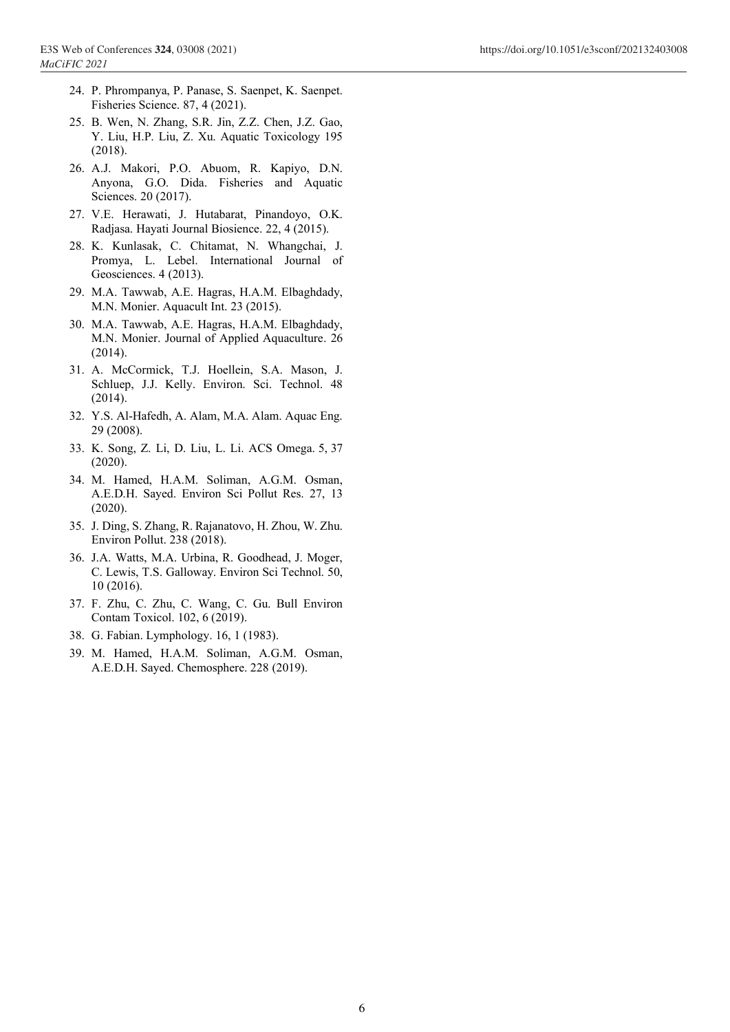24. P. Phrompanya, P. Panase, S. Saenpet, K. Saenpet. Fisheries Science. 87, 4 (2021).
25. B. Wen, N. Zhang, S.R. Jin, Z.Z. Chen, J.Z. Gao, Y. Liu, H.P. Liu, Z. Xu. Aquatic Toxicology 195 (2018).
26. A.J. Makori, P.O. Abuom, R. Kapiyo, D.N. Anyona, G.O. Dida. Fisheries and Aquatic Sciences. 20 (2017).
27. V.E. Herawati, J. Hutabarat, Pinandoyo, O.K. Radjasa. Hayati Journal Biosience. 22, 4 (2015).
28. K. Kunlasak, C. Chitamat, N. Whangchai, J. Promya, L. Lebel. International Journal of Geosciences. 4 (2013).
29. M.A. Tawwab, A.E. Hagras, H.A.M. Elbaghdady, M.N. Monier. Aquacult Int. 23 (2015).
30. M.A. Tawwab, A.E. Hagras, H.A.M. Elbaghdady, M.N. Monier. Journal of Applied Aquaculture. 26 (2014).
31. A. McCormick, T.J. Hoellein, S.A. Mason, J. Schluep, J.J. Kelly. Environ. Sci. Technol. 48 (2014).
32. Y.S. Al-Hafedh, A. Alam, M.A. Alam. Aquac Eng. 29 (2008).
33. K. Song, Z. Li, D. Liu, L. Li. ACS Omega. 5, 37 (2020).
34. M. Hamed, H.A.M. Soliman, A.G.M. Osman, A.E.D.H. Sayed. Environ Sci Pollut Res. 27, 13 (2020).
35. J. Ding, S. Zhang, R. Rajanatovo, H. Zhou, W. Zhu. Environ Pollut. 238 (2018).
36. J.A. Watts, M.A. Urbina, R. Goodhead, J. Moger, C. Lewis, T.S. Galloway. Environ Sci Technol. 50, 10 (2016).
37. F. Zhu, C. Zhu, C. Wang, C. Gu. Bull Environ Contam Toxicol. 102, 6 (2019).
38. G. Fabian. Lymphology. 16, 1 (1983).
39. M. Hamed, H.A.M. Soliman, A.G.M. Osman, A.E.D.H. Sayed. Chemosphere. 228 (2019).